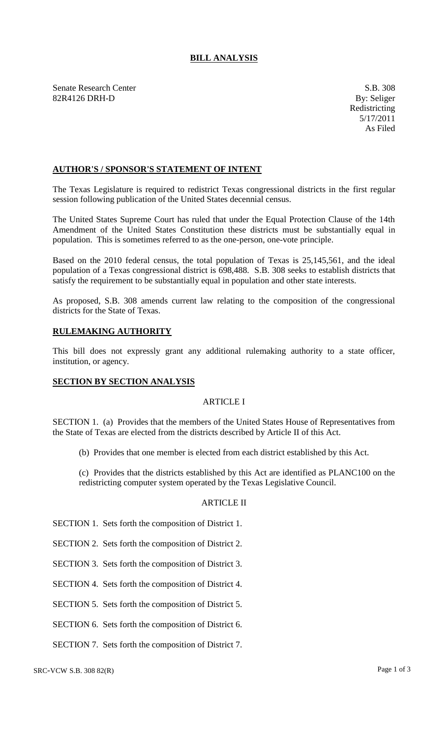# BILL ANALYSIS

Senate Research Center
82R4126 DRH-D

S.B. 308
By: Seliger
Redistricting
5/17/2011
As Filed

## AUTHOR'S / SPONSOR'S STATEMENT OF INTENT

The Texas Legislature is required to redistrict Texas congressional districts in the first regular session following publication of the United States decennial census.

The United States Supreme Court has ruled that under the Equal Protection Clause of the 14th Amendment of the United States Constitution these districts must be substantially equal in population. This is sometimes referred to as the one-person, one-vote principle.

Based on the 2010 federal census, the total population of Texas is 25,145,561, and the ideal population of a Texas congressional district is 698,488. S.B. 308 seeks to establish districts that satisfy the requirement to be substantially equal in population and other state interests.

As proposed, S.B. 308 amends current law relating to the composition of the congressional districts for the State of Texas.

## RULEMAKING AUTHORITY

This bill does not expressly grant any additional rulemaking authority to a state officer, institution, or agency.

## SECTION BY SECTION ANALYSIS

### ARTICLE I

SECTION 1. (a) Provides that the members of the United States House of Representatives from the State of Texas are elected from the districts described by Article II of this Act.

(b) Provides that one member is elected from each district established by this Act.

(c) Provides that the districts established by this Act are identified as PLANC100 on the redistricting computer system operated by the Texas Legislative Council.

### ARTICLE II

SECTION 1. Sets forth the composition of District 1.

SECTION 2. Sets forth the composition of District 2.

SECTION 3. Sets forth the composition of District 3.

SECTION 4. Sets forth the composition of District 4.

SECTION 5. Sets forth the composition of District 5.

SECTION 6. Sets forth the composition of District 6.

SECTION 7. Sets forth the composition of District 7.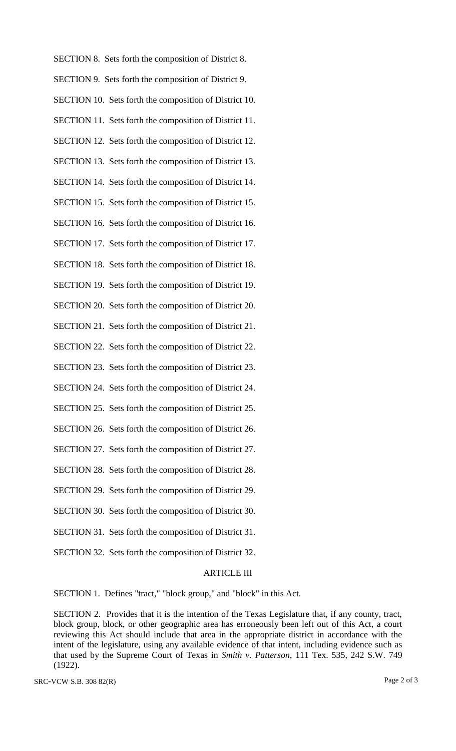SECTION 8. Sets forth the composition of District 8.

SECTION 9. Sets forth the composition of District 9.

SECTION 10. Sets forth the composition of District 10.

SECTION 11. Sets forth the composition of District 11.

SECTION 12. Sets forth the composition of District 12.

SECTION 13. Sets forth the composition of District 13.

SECTION 14. Sets forth the composition of District 14.

SECTION 15. Sets forth the composition of District 15.

SECTION 16. Sets forth the composition of District 16.

SECTION 17. Sets forth the composition of District 17.

SECTION 18. Sets forth the composition of District 18.

SECTION 19. Sets forth the composition of District 19.

SECTION 20. Sets forth the composition of District 20.

SECTION 21. Sets forth the composition of District 21.

SECTION 22. Sets forth the composition of District 22.

SECTION 23. Sets forth the composition of District 23.

SECTION 24. Sets forth the composition of District 24.

SECTION 25. Sets forth the composition of District 25.

SECTION 26. Sets forth the composition of District 26.

SECTION 27. Sets forth the composition of District 27.

SECTION 28. Sets forth the composition of District 28.

SECTION 29. Sets forth the composition of District 29.

SECTION 30. Sets forth the composition of District 30.

SECTION 31. Sets forth the composition of District 31.

SECTION 32. Sets forth the composition of District 32.

## ARTICLE III

SECTION 1. Defines "tract," "block group," and "block" in this Act.

SECTION 2. Provides that it is the intention of the Texas Legislature that, if any county, tract, block group, block, or other geographic area has erroneously been left out of this Act, a court reviewing this Act should include that area in the appropriate district in accordance with the intent of the legislature, using any available evidence of that intent, including evidence such as that used by the Supreme Court of Texas in *Smith v. Patterson*, 111 Tex. 535, 242 S.W. 749 (1922).

SRC-VCW S.B. 308 82(R)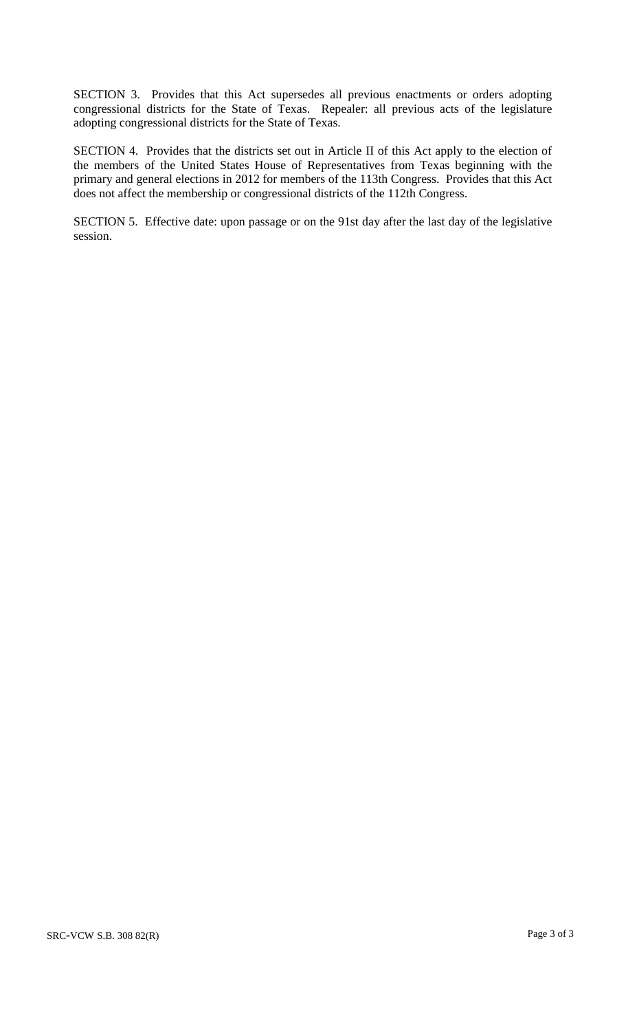SECTION 3. Provides that this Act supersedes all previous enactments or orders adopting congressional districts for the State of Texas. Repealer: all previous acts of the legislature adopting congressional districts for the State of Texas.

SECTION 4. Provides that the districts set out in Article II of this Act apply to the election of the members of the United States House of Representatives from Texas beginning with the primary and general elections in 2012 for members of the 113th Congress. Provides that this Act does not affect the membership or congressional districts of the 112th Congress.

SECTION 5. Effective date: upon passage or on the 91st day after the last day of the legislative session.